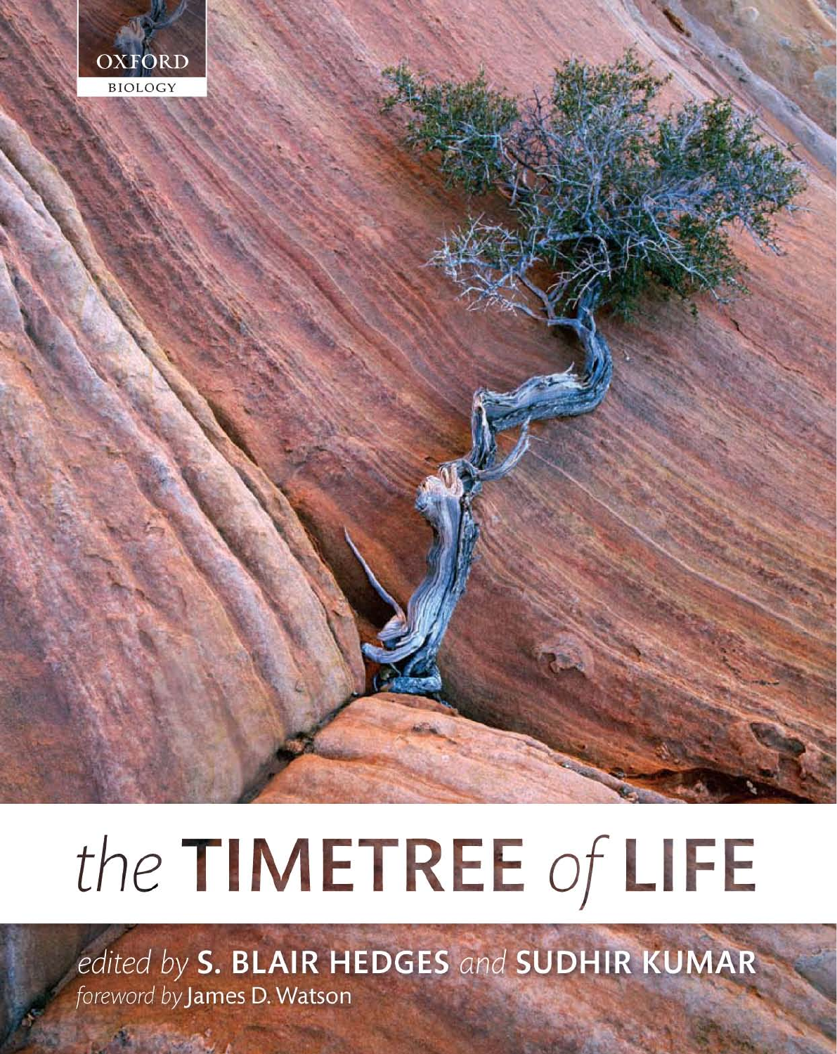OXFORD BIOLOGY

# the TIMETREE of LIFE

*edited by* **S. BLAIR HEDGES** *and* **SUDHIR KUMAR**

*foreword by* James D. Watson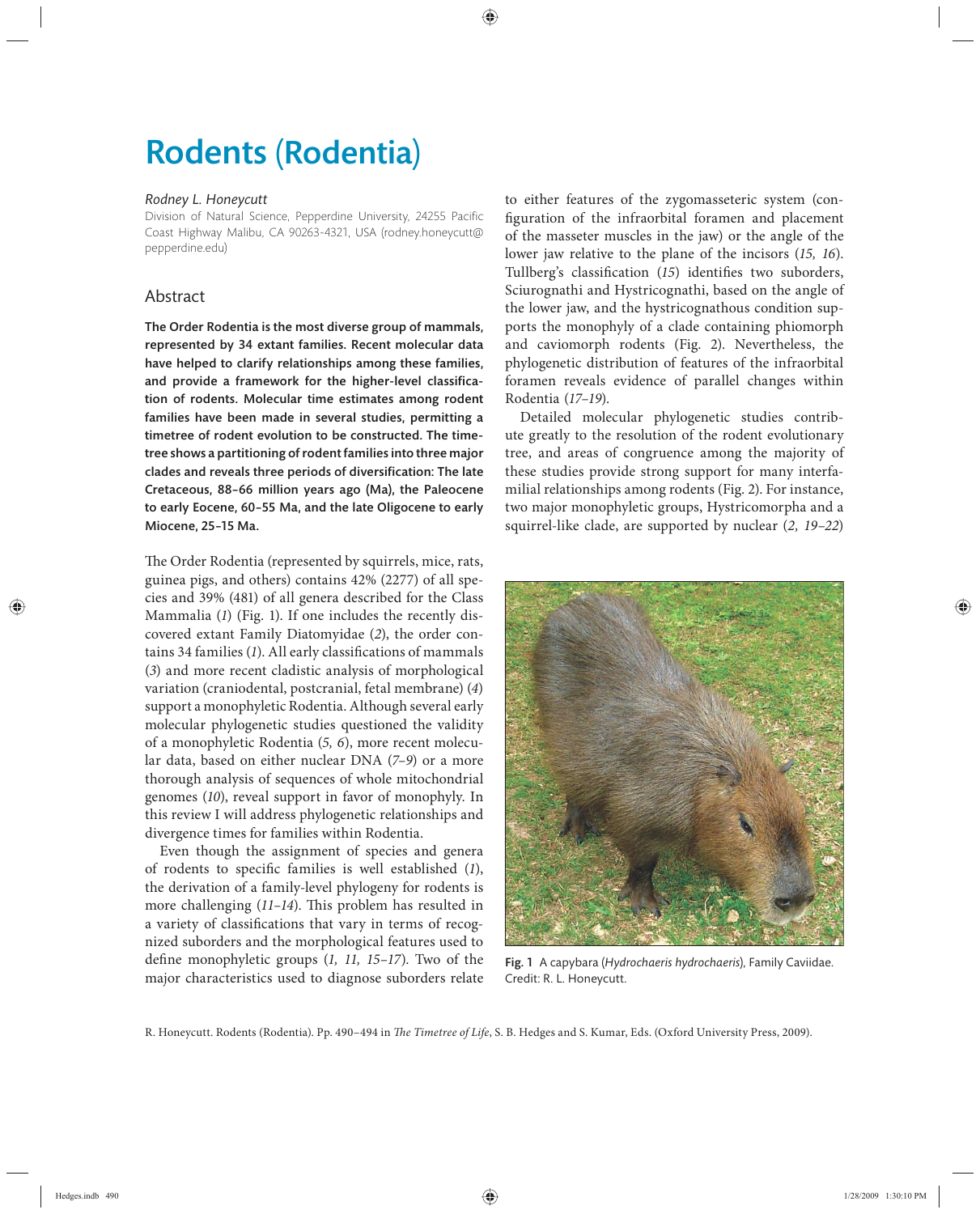# Rodents (Rodentia)

*Rodney L. Honeycutt*

Division of Natural Science, Pepperdine University, 24255 Pacific Coast Highway Malibu, CA 90263-4321, USA (rodney.honeycutt@pepperdine.edu)

## Abstract

**The Order Rodentia is the most diverse group of mammals, represented by 34 extant families. Recent molecular data have helped to clarify relationships among these families, and provide a framework for the higher-level classification of rodents. Molecular time estimates among rodent families have been made in several studies, permitting a timetree of rodent evolution to be constructed. The timetree shows a partitioning of rodent families into three major clades and reveals three periods of diversification: The late Cretaceous, 88–66 million years ago (Ma), the Paleocene to early Eocene, 60–55 Ma, and the late Oligocene to early Miocene, 25–15 Ma.**

The Order Rodentia (represented by squirrels, mice, rats, guinea pigs, and others) contains 42% (2277) of all species and 39% (481) of all genera described for the Class Mammalia (*1*) (Fig. 1). If one includes the recently discovered extant Family Diatomyidae (*2*), the order contains 34 families (*1*). All early classifications of mammals (*3*) and more recent cladistic analysis of morphological variation (craniodental, postcranial, fetal membrane) (*4*) support a monophyletic Rodentia. Although several early molecular phylogenetic studies questioned the validity of a monophyletic Rodentia (*5, 6*), more recent molecular data, based on either nuclear DNA (*7–9*) or a more thorough analysis of sequences of whole mitochondrial genomes (*10*), reveal support in favor of monophyly. In this review I will address phylogenetic relationships and divergence times for families within Rodentia.

Even though the assignment of species and genera of rodents to specific families is well established (*1*), the derivation of a family-level phylogeny for rodents is more challenging (*11–14*). This problem has resulted in a variety of classifications that vary in terms of recognized suborders and the morphological features used to define monophyletic groups (*1, 11, 15–17*). Two of the major characteristics used to diagnose suborders relate to either features of the zygomasseteric system (configuration of the infraorbital foramen and placement of the masseter muscles in the jaw) or the angle of the lower jaw relative to the plane of the incisors (*15, 16*). Tullberg's classification (*15*) identifies two suborders, Sciurognathi and Hystricognathi, based on the angle of the lower jaw, and the hystricognathous condition supports the monophyly of a clade containing phiomorph and caviomorph rodents (Fig. 2). Nevertheless, the phylogenetic distribution of features of the infraorbital foramen reveals evidence of parallel changes within Rodentia (*17–19*).

Detailed molecular phylogenetic studies contribute greatly to the resolution of the rodent evolutionary tree, and areas of congruence among the majority of these studies provide strong support for many interfamilial relationships among rodents (Fig. 2). For instance, two major monophyletic groups, Hystricomorpha and a squirrel-like clade, are supported by nuclear (*2, 19–22*)

**Fig. 1** A capybara (*Hydrochaeris hydrochaeris*), Family Caviidae. Credit: R. L. Honeycutt.

R. Honeycutt. Rodents (Rodentia). Pp. 490–494 in *The Timetree of Life*, S. B. Hedges and S. Kumar, Eds. (Oxford University Press, 2009).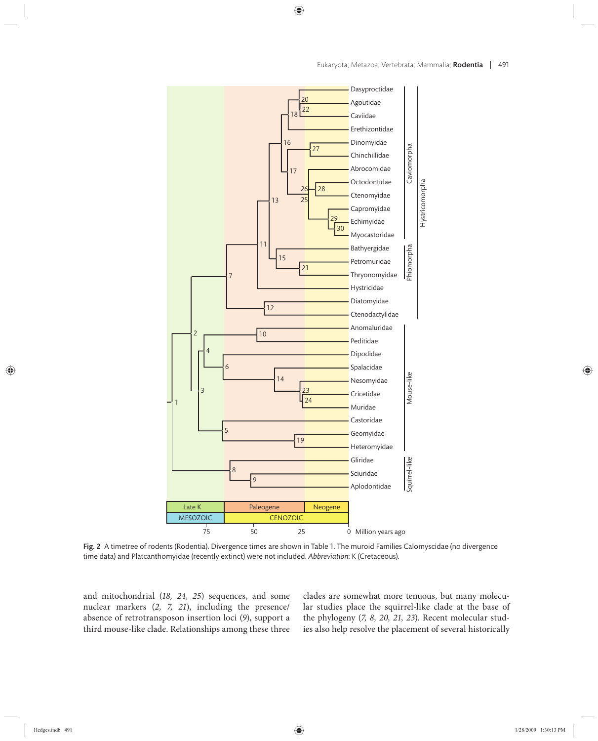**Fig. 2** A timetree of rodents (Rodentia). Divergence times are shown in Table 1. The muroid Families Calomyscidae (no divergence time data) and Platcanthomyidae (recently extinct) were not included. *Abbreviation*: K (Cretaceous).

and mitochondrial (*18, 24, 25*) sequences, and some nuclear markers (*2, 7, 21*), including the presence/absence of retrotransposon insertion loci (*9*), support a third mouse-like clade. Relationships among these three clades are somewhat more tenuous, but many molecular studies place the squirrel-like clade at the base of the phylogeny (*7, 8, 20, 21, 23*). Recent molecular studies also help resolve the placement of several historically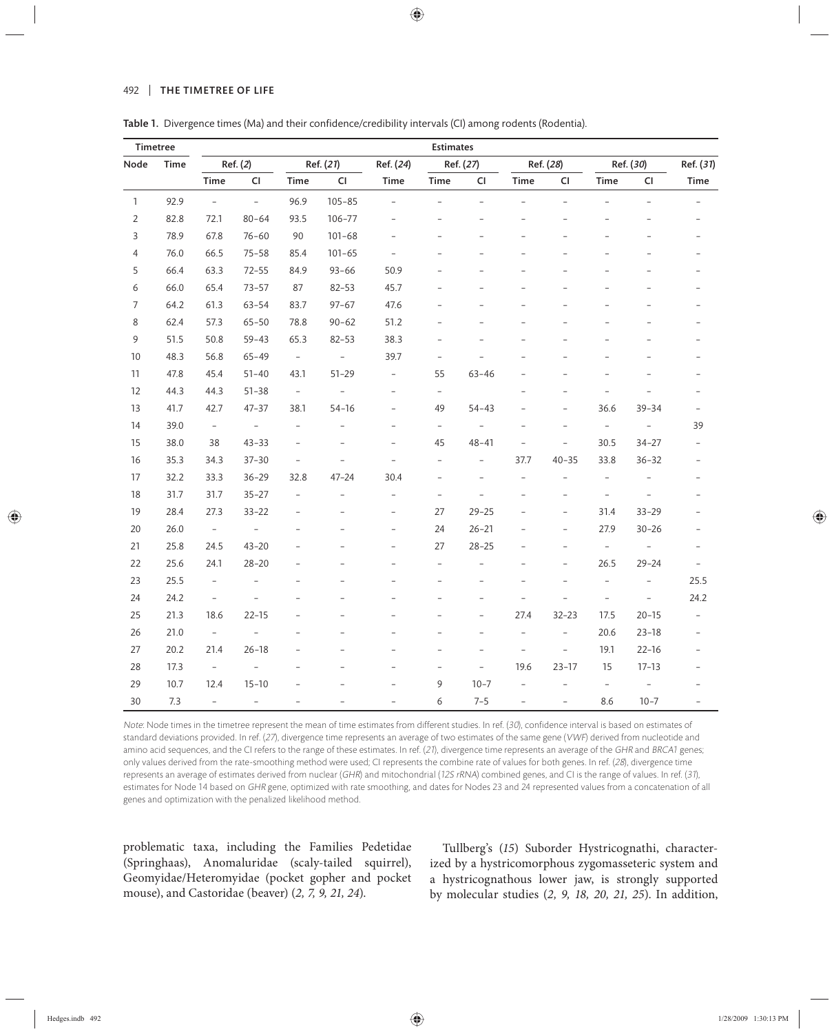Table 1. Divergence times (Ma) and their confidence/credibility intervals (CI) among rodents (Rodentia).

| Timetree | | Estimates | | | | | | | | | | | |
|---|---|---|---|---|---|---|---|---|---|---|---|---|---|
| Node | Time | Ref. (*2*) | | Ref. (*21*) | | Ref. (*24*) | Ref. (*27*) | | Ref. (*28*) | | Ref. (*30*) | | Ref. (*31*) |
| | | Time | CI | Time | CI | Time | Time | CI | Time | CI | Time | CI | Time |
| 1 | 92.9 | – | – | 96.9 | 105–85 | – | – | – | – | – | – | – | – |
| 2 | 82.8 | 72.1 | 80–64 | 93.5 | 106–77 | – | – | – | – | – | – | – | – |
| 3 | 78.9 | 67.8 | 76–60 | 90 | 101–68 | – | – | – | – | – | – | – | – |
| 4 | 76.0 | 66.5 | 75–58 | 85.4 | 101–65 | – | – | – | – | – | – | – | – |
| 5 | 66.4 | 63.3 | 72–55 | 84.9 | 93–66 | 50.9 | – | – | – | – | – | – | – |
| 6 | 66.0 | 65.4 | 73–57 | 87 | 82–53 | 45.7 | – | – | – | – | – | – | – |
| 7 | 64.2 | 61.3 | 63–54 | 83.7 | 97–67 | 47.6 | – | – | – | – | – | – | – |
| 8 | 62.4 | 57.3 | 65–50 | 78.8 | 90–62 | 51.2 | – | – | – | – | – | – | – |
| 9 | 51.5 | 50.8 | 59–43 | 65.3 | 82–53 | 38.3 | – | – | – | – | – | – | – |
| 10 | 48.3 | 56.8 | 65–49 | – | – | 39.7 | – | – | – | – | – | – | – |
| 11 | 47.8 | 45.4 | 51–40 | 43.1 | 51–29 | – | 55 | 63–46 | – | – | – | – | – |
| 12 | 44.3 | 44.3 | 51–38 | – | – | – | – | – | – | – | – | – | – |
| 13 | 41.7 | 42.7 | 47–37 | 38.1 | 54–16 | – | 49 | 54–43 | – | – | 36.6 | 39–34 | – |
| 14 | 39.0 | – | – | – | – | – | – | – | – | – | – | – | 39 |
| 15 | 38.0 | 38 | 43–33 | – | – | – | 45 | 48–41 | – | – | 30.5 | 34–27 | – |
| 16 | 35.3 | 34.3 | 37–30 | – | – | – | – | – | 37.7 | 40–35 | 33.8 | 36–32 | – |
| 17 | 32.2 | 33.3 | 36–29 | 32.8 | 47–24 | 30.4 | – | – | – | – | – | – | – |
| 18 | 31.7 | 31.7 | 35–27 | – | – | – | – | – | – | – | – | – | – |
| 19 | 28.4 | 27.3 | 33–22 | – | – | – | 27 | 29–25 | – | – | 31.4 | 33–29 | – |
| 20 | 26.0 | – | – | – | – | – | 24 | 26–21 | – | – | 27.9 | 30–26 | – |
| 21 | 25.8 | 24.5 | 43–20 | – | – | – | 27 | 28–25 | – | – | – | – | – |
| 22 | 25.6 | 24.1 | 28–20 | – | – | – | – | – | – | – | 26.5 | 29–24 | – |
| 23 | 25.5 | – | – | – | – | – | – | – | – | – | – | – | 25.5 |
| 24 | 24.2 | – | – | – | – | – | – | – | – | – | – | – | 24.2 |
| 25 | 21.3 | 18.6 | 22–15 | – | – | – | – | – | 27.4 | 32–23 | 17.5 | 20–15 | – |
| 26 | 21.0 | – | – | – | – | – | – | – | – | – | 20.6 | 23–18 | – |
| 27 | 20.2 | 21.4 | 26–18 | – | – | – | – | – | – | – | 19.1 | 22–16 | – |
| 28 | 17.3 | – | – | – | – | – | – | – | 19.6 | 23–17 | 15 | 17–13 | – |
| 29 | 10.7 | 12.4 | 15–10 | – | – | – | 9 | 10–7 | – | – | – | – | – |
| 30 | 7.3 | – | – | – | – | – | 6 | 7–5 | – | – | 8.6 | 10–7 | – |

*Note*: Node times in the timetree represent the mean of time estimates from different studies. In ref. (*30*), confidence interval is based on estimates of standard deviations provided. In ref. (*27*), divergence time represents an average of two estimates of the same gene (*VWF*) derived from nucleotide and amino acid sequences, and the CI refers to the range of these estimates. In ref. (*21*), divergence time represents an average of the *GHR* and *BRCA1* genes; only values derived from the rate-smoothing method were used; CI represents the combine rate of values for both genes. In ref. (*28*), divergence time represents an average of estimates derived from nuclear (*GHR*) and mitochondrial (*12S rRNA*) combined genes, and CI is the range of values. In ref. (*31*), estimates for Node 14 based on *GHR* gene, optimized with rate smoothing, and dates for Nodes 23 and 24 represented values from a concatenation of all genes and optimization with the penalized likelihood method.

problematic taxa, including the Families Pedetidae (Springhaas), Anomaluridae (scaly-tailed squirrel), Geomyidae/Heteromyidae (pocket gopher and pocket mouse), and Castoridae (beaver) (*2, 7, 9, 21, 24*).

Tullberg's (*15*) Suborder Hystricognathi, characterized by a hystricomorphous zygomasseteric system and a hystricognathous lower jaw, is strongly supported by molecular studies (*2, 9, 18, 20, 21, 25*). In addition,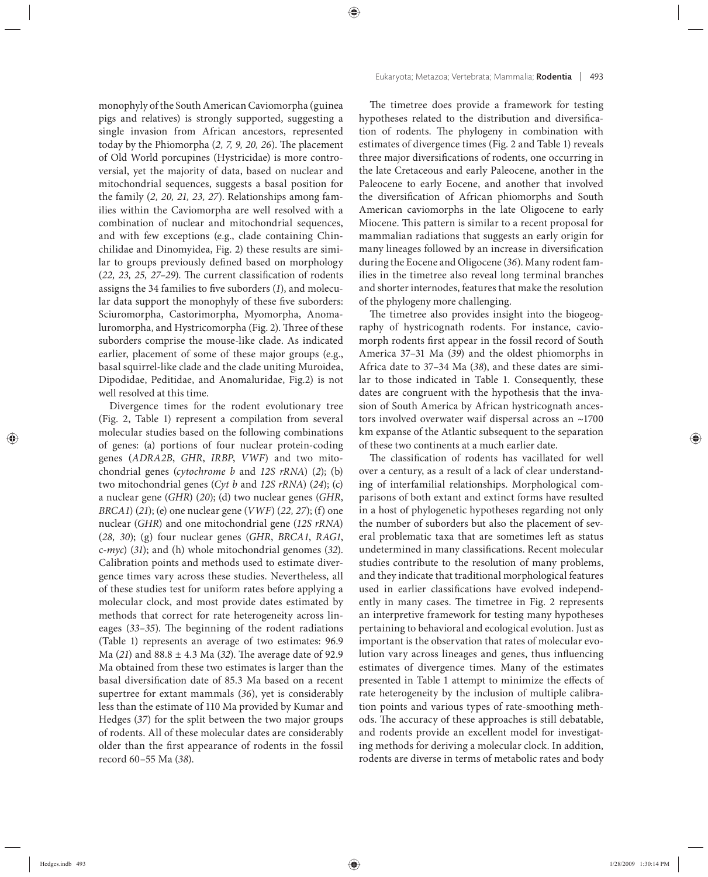monophyly of the South American Caviomorpha (guinea pigs and relatives) is strongly supported, suggesting a single invasion from African ancestors, represented today by the Phiomorpha (*2, 7, 9, 20, 26*). The placement of Old World porcupines (Hystricidae) is more controversial, yet the majority of data, based on nuclear and mitochondrial sequences, suggests a basal position for the family (*2, 20, 21, 23, 27*). Relationships among families within the Caviomorpha are well resolved with a combination of nuclear and mitochondrial sequences, and with few exceptions (e.g., clade containing Chinchilidae and Dinomyidea, Fig. 2) these results are similar to groups previously defined based on morphology (*22, 23, 25, 27–29*). The current classification of rodents assigns the 34 families to five suborders (*1*), and molecular data support the monophyly of these five suborders: Sciuromorpha, Castorimorpha, Myomorpha, Anomaluromorpha, and Hystricomorpha (Fig. 2). Three of these suborders comprise the mouse-like clade. As indicated earlier, placement of some of these major groups (e.g., basal squirrel-like clade and the clade uniting Muroidea, Dipodidae, Peditidae, and Anomaluridae, Fig.2) is not well resolved at this time.

Divergence times for the rodent evolutionary tree (Fig. 2, Table 1) represent a compilation from several molecular studies based on the following combinations of genes: (a) portions of four nuclear protein-coding genes (*ADRA2B*, *GHR*, *IRBP*, *VWF*) and two mitochondrial genes (*cytochrome b* and *12S rRNA*) (*2*); (b) two mitochondrial genes (*Cyt b* and *12S rRNA*) (*24*); (c) a nuclear gene (*GHR*) (*20*); (d) two nuclear genes (*GHR*, *BRCA1*) (*21*); (e) one nuclear gene (*VWF*) (*22, 27*); (f) one nuclear (*GHR*) and one mitochondrial gene (*12S rRNA*) (*28, 30*); (g) four nuclear genes (*GHR*, *BRCA1*, *RAG1*, c-*myc*) (*31*); and (h) whole mitochondrial genomes (*32*). Calibration points and methods used to estimate divergence times vary across these studies. Nevertheless, all of these studies test for uniform rates before applying a molecular clock, and most provide dates estimated by methods that correct for rate heterogeneity across lineages (*33–35*). The beginning of the rodent radiations (Table 1) represents an average of two estimates: 96.9 Ma (*21*) and 88.8 ± 4.3 Ma (*32*). The average date of 92.9 Ma obtained from these two estimates is larger than the basal diversification date of 85.3 Ma based on a recent supertree for extant mammals (*36*), yet is considerably less than the estimate of 110 Ma provided by Kumar and Hedges (*37*) for the split between the two major groups of rodents. All of these molecular dates are considerably older than the first appearance of rodents in the fossil record 60–55 Ma (*38*).

The timetree does provide a framework for testing hypotheses related to the distribution and diversification of rodents. The phylogeny in combination with estimates of divergence times (Fig. 2 and Table 1) reveals three major diversifications of rodents, one occurring in the late Cretaceous and early Paleocene, another in the Paleocene to early Eocene, and another that involved the diversification of African phiomorphs and South American caviomorphs in the late Oligocene to early Miocene. This pattern is similar to a recent proposal for mammalian radiations that suggests an early origin for many lineages followed by an increase in diversification during the Eocene and Oligocene (*36*). Many rodent families in the timetree also reveal long terminal branches and shorter internodes, features that make the resolution of the phylogeny more challenging.

The timetree also provides insight into the biogeography of hystricognath rodents. For instance, caviomorph rodents first appear in the fossil record of South America 37–31 Ma (*39*) and the oldest phiomorphs in Africa date to 37–34 Ma (*38*), and these dates are similar to those indicated in Table 1. Consequently, these dates are congruent with the hypothesis that the invasion of South America by African hystricognath ancestors involved overwater waif dispersal across an ~1700 km expanse of the Atlantic subsequent to the separation of these two continents at a much earlier date.

The classification of rodents has vacillated for well over a century, as a result of a lack of clear understanding of interfamilial relationships. Morphological comparisons of both extant and extinct forms have resulted in a host of phylogenetic hypotheses regarding not only the number of suborders but also the placement of several problematic taxa that are sometimes left as status undetermined in many classifications. Recent molecular studies contribute to the resolution of many problems, and they indicate that traditional morphological features used in earlier classifications have evolved independently in many cases. The timetree in Fig. 2 represents an interpretive framework for testing many hypotheses pertaining to behavioral and ecological evolution. Just as important is the observation that rates of molecular evolution vary across lineages and genes, thus influencing estimates of divergence times. Many of the estimates presented in Table 1 attempt to minimize the effects of rate heterogeneity by the inclusion of multiple calibration points and various types of rate-smoothing methods. The accuracy of these approaches is still debatable, and rodents provide an excellent model for investigating methods for deriving a molecular clock. In addition, rodents are diverse in terms of metabolic rates and body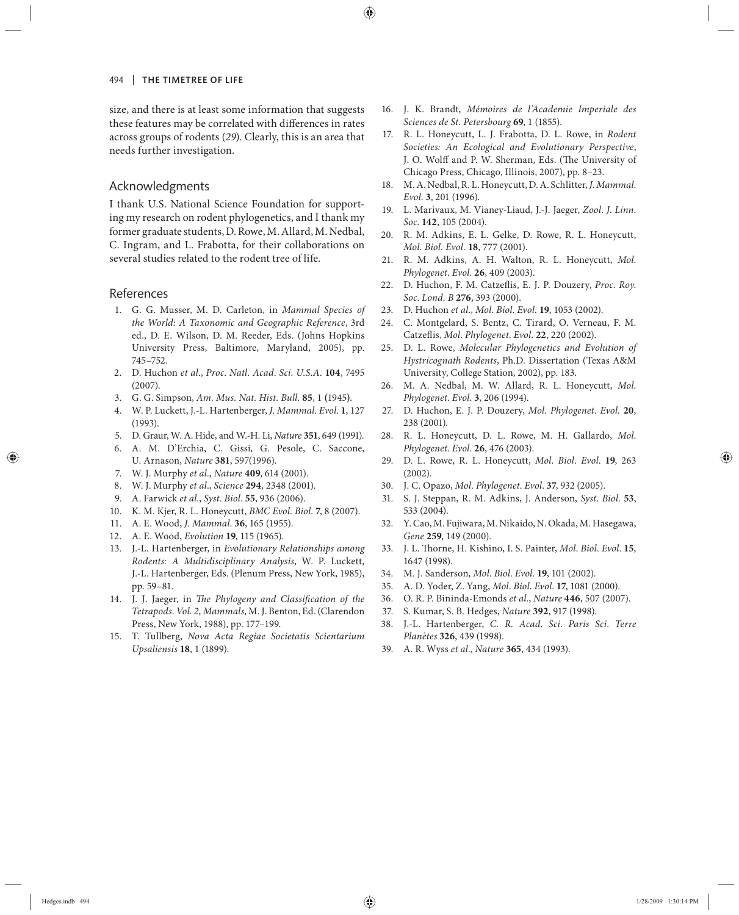size, and there is at least some information that suggests these features may be correlated with differences in rates across groups of rodents (*29*). Clearly, this is an area that needs further investigation.

## Acknowledgments

I thank U.S. National Science Foundation for supporting my research on rodent phylogenetics, and I thank my former graduate students, D. Rowe, M. Allard, M. Nedbal, C. Ingram, and L. Frabotta, for their collaborations on several studies related to the rodent tree of life.

## References

1. G. G. Musser, M. D. Carleton, in *Mammal Species of the World: A Taxonomic and Geographic Reference*, 3rd ed., D. E. Wilson, D. M. Reeder, Eds. (Johns Hopkins University Press, Baltimore, Maryland, 2005), pp. 745–752.
2. D. Huchon *et al.*, *Proc. Natl. Acad. Sci. U.S.A.* **104**, 7495 (2007).
3. G. G. Simpson, *Am. Mus. Nat. Hist. Bull.* **85**, 1 (1945).
4. W. P. Luckett, J.-L. Hartenberger, *J. Mammal. Evol.* **1**, 127 (1993).
5. D. Graur, W. A. Hide, and W.-H. Li, *Nature* **351**, 649 (1991).
6. A. M. D'Erchia, C. Gissi, G. Pesole, C. Saccone, U. Arnason, *Nature* **381**, 597(1996).
7. W. J. Murphy *et al.*, *Nature* **409**, 614 (2001).
8. W. J. Murphy *et al.*, *Science* **294**, 2348 (2001).
9. A. Farwick *et al.*, *Syst. Biol.* **55**, 936 (2006).
10. K. M. Kjer, R. L. Honeycutt, *BMC Evol. Biol.* **7**, 8 (2007).
11. A. E. Wood, *J. Mammal.* **36**, 165 (1955).
12. A. E. Wood, *Evolution* **19**, 115 (1965).
13. J.-L. Hartenberger, in *Evolutionary Relationships among Rodents: A Multidisciplinary Analysis*, W. P. Luckett, J.-L. Hartenberger, Eds. (Plenum Press, New York, 1985), pp. 59–81.
14. J. J. Jaeger, in *The Phylogeny and Classification of the Tetrapods. Vol. 2, Mammals*, M. J. Benton, Ed. (Clarendon Press, New York, 1988), pp. 177–199.
15. T. Tullberg, *Nova Acta Regiae Societatis Scientarium Upsaliensis* **18**, 1 (1899).
16. J. K. Brandt, *Mémoires de l'Academie Imperiale des Sciences de St. Petersbourg* **69**, 1 (1855).
17. R. L. Honeycutt, L. J. Frabotta, D. L. Rowe, in *Rodent Societies: An Ecological and Evolutionary Perspective*, J. O. Wolff and P. W. Sherman, Eds. (The University of Chicago Press, Chicago, Illinois, 2007), pp. 8–23.
18. M. A. Nedbal, R. L. Honeycutt, D. A. Schlitter, *J. Mammal. Evol.* **3**, 201 (1996).
19. L. Marivaux, M. Vianey-Liaud, J.-J. Jaeger, *Zool. J. Linn. Soc.* **142**, 105 (2004).
20. R. M. Adkins, E. L. Gelke, D. Rowe, R. L. Honeycutt, *Mol. Biol. Evol.* **18**, 777 (2001).
21. R. M. Adkins, A. H. Walton, R. L. Honeycutt, *Mol. Phylogenet. Evol.* **26**, 409 (2003).
22. D. Huchon, F. M. Catzeflis, E. J. P. Douzery, *Proc. Roy. Soc. Lond. B* **276**, 393 (2000).
23. D. Huchon *et al.*, *Mol. Biol. Evol.* **19**, 1053 (2002).
24. C. Montgelard, S. Bentz, C. Tirard, O. Verneau, F. M. Catzeflis, *Mol. Phylogenet. Evol.* **22**, 220 (2002).
25. D. L. Rowe, *Molecular Phylogenetics and Evolution of Hystricognath Rodents*, Ph.D. Dissertation (Texas A&M University, College Station, 2002), pp. 183.
26. M. A. Nedbal, M. W. Allard, R. L. Honeycutt, *Mol. Phylogenet. Evol.* **3**, 206 (1994).
27. D. Huchon, E. J. P. Douzery, *Mol. Phylogenet. Evol.* **20**, 238 (2001).
28. R. L. Honeycutt, D. L. Rowe, M. H. Gallardo, *Mol. Phylogenet. Evol.* **26**, 476 (2003).
29. D. L. Rowe, R. L. Honeycutt, *Mol. Biol. Evol.* **19**, 263 (2002).
30. J. C. Opazo, *Mol. Phylogenet. Evol.* **37**, 932 (2005).
31. S. J. Steppan, R. M. Adkins, J. Anderson, *Syst. Biol.* **53**, 533 (2004).
32. Y. Cao, M. Fujiwara, M. Nikaido, N. Okada, M. Hasegawa, *Gene* **259**, 149 (2000).
33. J. L. Thorne, H. Kishino, I. S. Painter, *Mol. Biol. Evol.* **15**, 1647 (1998).
34. M. J. Sanderson, *Mol. Biol. Evol.* **19**, 101 (2002).
35. A. D. Yoder, Z. Yang, *Mol. Biol. Evol.* **17**, 1081 (2000).
36. O. R. P. Bininda-Emonds *et al.*, *Nature* **446**, 507 (2007).
37. S. Kumar, S. B. Hedges, *Nature* **392**, 917 (1998).
38. J.-L. Hartenberger, *C. R. Acad. Sci. Paris Sci. Terre Planètes* **326**, 439 (1998).
39. A. R. Wyss *et al.*, *Nature* **365**, 434 (1993).